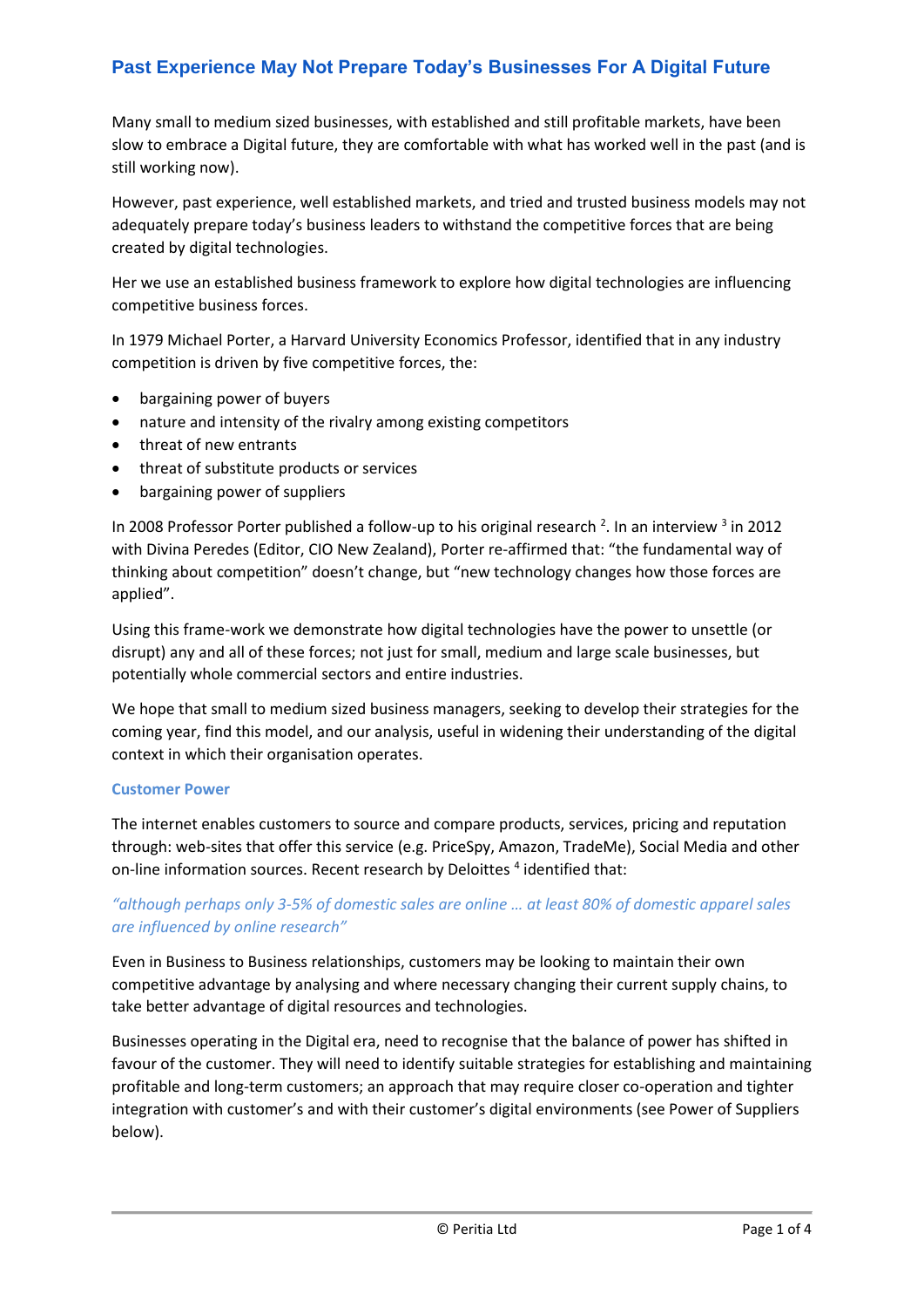# Past Experience May Not Prepare Today's Businesses For A Digital Future

Many small to medium sized businesses, with established and still profitable markets, have been slow to embrace a Digital future, they are comfortable with what has worked well in the past (and is still working now).

However, past experience, well established markets, and tried and trusted business models may not adequately prepare today's business leaders to withstand the competitive forces that are being created by digital technologies.

Her we use an established business framework to explore how digital technologies are influencing competitive business forces.

In 1979 Michael Porter, a Harvard University Economics Professor, identified that in any industry competition is driven by five competitive forces, the:

- bargaining power of buyers
- nature and intensity of the rivalry among existing competitors
- threat of new entrants
- threat of substitute products or services
- bargaining power of suppliers

In 2008 Professor Porter published a follow-up to his original research [2]. In an interview [3] in 2012 with Divina Peredes (Editor, CIO New Zealand), Porter re-affirmed that: "the fundamental way of thinking about competition" doesn't change, but "new technology changes how those forces are applied".

Using this frame-work we demonstrate how digital technologies have the power to unsettle (or disrupt) any and all of these forces; not just for small, medium and large scale businesses, but potentially whole commercial sectors and entire industries.

We hope that small to medium sized business managers, seeking to develop their strategies for the coming year, find this model, and our analysis, useful in widening their understanding of the digital context in which their organisation operates.

### Customer Power

The internet enables customers to source and compare products, services, pricing and reputation through: web-sites that offer this service (e.g. PriceSpy, Amazon, TradeMe), Social Media and other on-line information sources. Recent research by Deloittes [4] identified that:

*"although perhaps only 3-5% of domestic sales are online … at least 80% of domestic apparel sales are influenced by online research"*

Even in Business to Business relationships, customers may be looking to maintain their own competitive advantage by analysing and where necessary changing their current supply chains, to take better advantage of digital resources and technologies.

Businesses operating in the Digital era, need to recognise that the balance of power has shifted in favour of the customer. They will need to identify suitable strategies for establishing and maintaining profitable and long-term customers; an approach that may require closer co-operation and tighter integration with customer's and with their customer's digital environments (see Power of Suppliers below).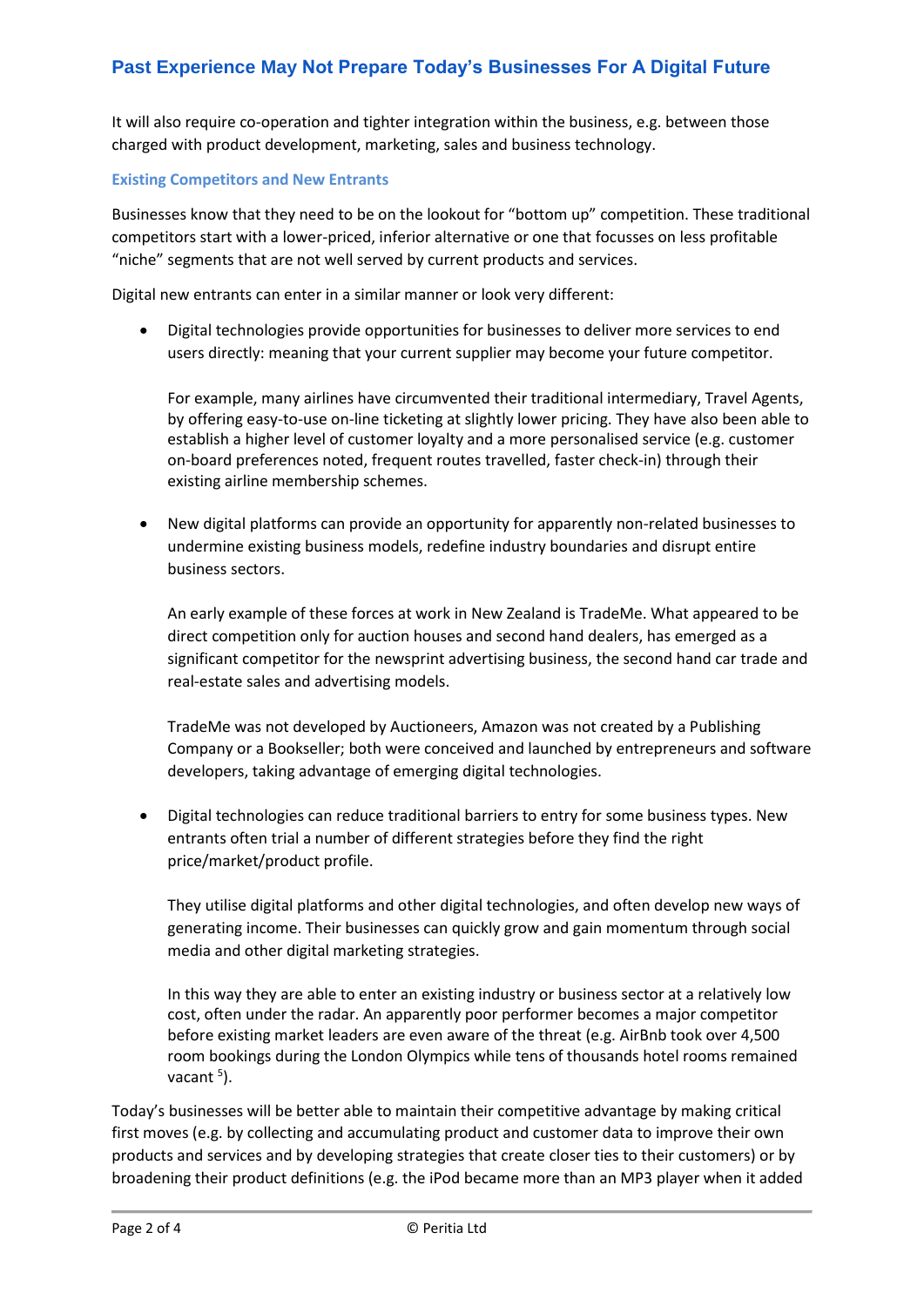It will also require co-operation and tighter integration within the business, e.g. between those charged with product development, marketing, sales and business technology.

### Existing Competitors and New Entrants

Businesses know that they need to be on the lookout for "bottom up" competition. These traditional competitors start with a lower-priced, inferior alternative or one that focusses on less profitable "niche" segments that are not well served by current products and services.

Digital new entrants can enter in a similar manner or look very different:

- Digital technologies provide opportunities for businesses to deliver more services to end users directly: meaning that your current supplier may become your future competitor.

  For example, many airlines have circumvented their traditional intermediary, Travel Agents, by offering easy-to-use on-line ticketing at slightly lower pricing. They have also been able to establish a higher level of customer loyalty and a more personalised service (e.g. customer on-board preferences noted, frequent routes travelled, faster check-in) through their existing airline membership schemes.

- New digital platforms can provide an opportunity for apparently non-related businesses to undermine existing business models, redefine industry boundaries and disrupt entire business sectors.

  An early example of these forces at work in New Zealand is TradeMe. What appeared to be direct competition only for auction houses and second hand dealers, has emerged as a significant competitor for the newsprint advertising business, the second hand car trade and real-estate sales and advertising models.

  TradeMe was not developed by Auctioneers, Amazon was not created by a Publishing Company or a Bookseller; both were conceived and launched by entrepreneurs and software developers, taking advantage of emerging digital technologies.

- Digital technologies can reduce traditional barriers to entry for some business types. New entrants often trial a number of different strategies before they find the right price/market/product profile.

  They utilise digital platforms and other digital technologies, and often develop new ways of generating income. Their businesses can quickly grow and gain momentum through social media and other digital marketing strategies.

  In this way they are able to enter an existing industry or business sector at a relatively low cost, often under the radar. An apparently poor performer becomes a major competitor before existing market leaders are even aware of the threat (e.g. AirBnb took over 4,500 room bookings during the London Olympics while tens of thousands hotel rooms remained vacant [5]).

Today's businesses will be better able to maintain their competitive advantage by making critical first moves (e.g. by collecting and accumulating product and customer data to improve their own products and services and by developing strategies that create closer ties to their customers) or by broadening their product definitions (e.g. the iPod became more than an MP3 player when it added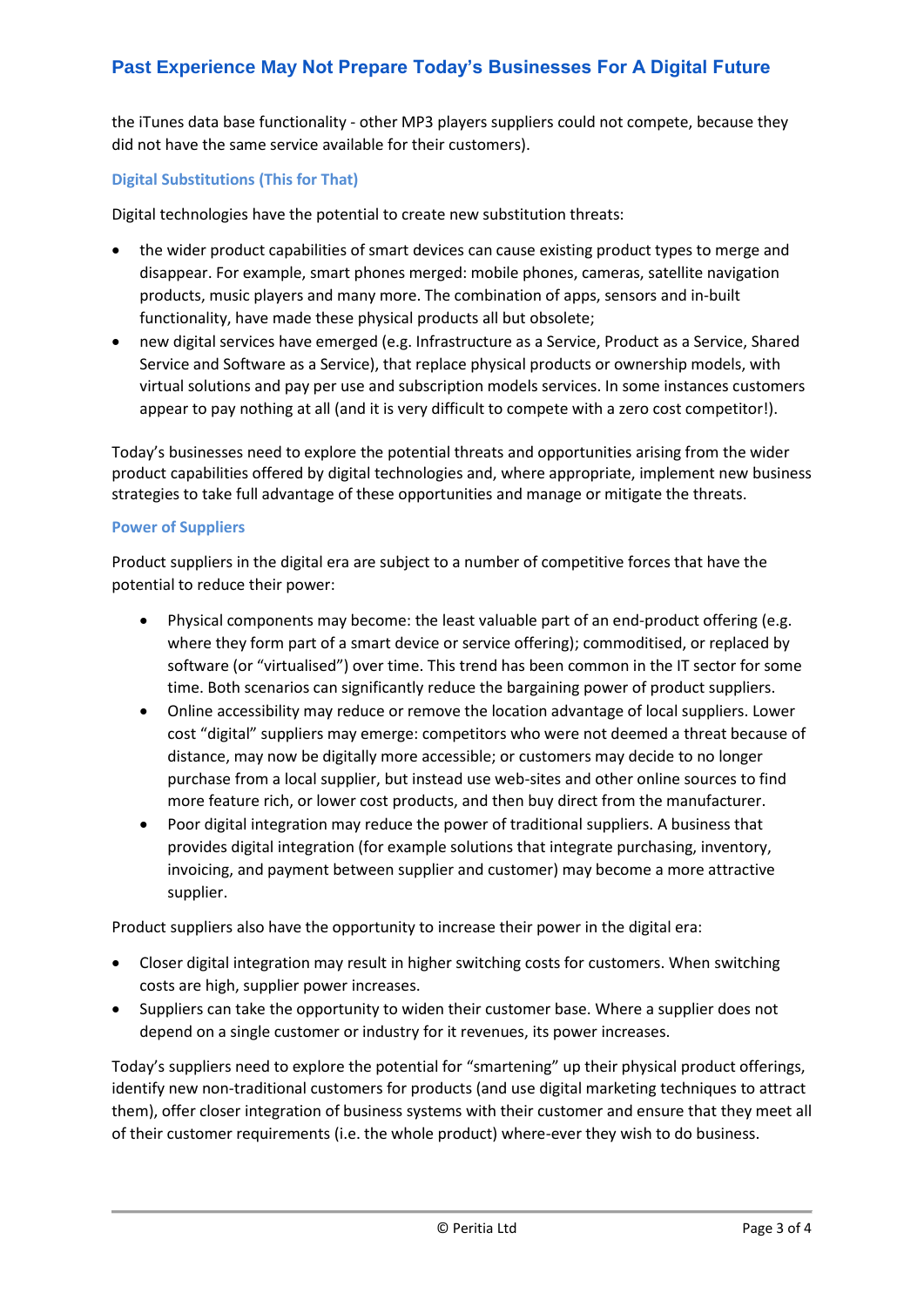the iTunes data base functionality - other MP3 players suppliers could not compete, because they did not have the same service available for their customers).

### Digital Substitutions (This for That)

Digital technologies have the potential to create new substitution threats:

- the wider product capabilities of smart devices can cause existing product types to merge and disappear. For example, smart phones merged: mobile phones, cameras, satellite navigation products, music players and many more. The combination of apps, sensors and in-built functionality, have made these physical products all but obsolete;
- new digital services have emerged (e.g. Infrastructure as a Service, Product as a Service, Shared Service and Software as a Service), that replace physical products or ownership models, with virtual solutions and pay per use and subscription models services. In some instances customers appear to pay nothing at all (and it is very difficult to compete with a zero cost competitor!).

Today's businesses need to explore the potential threats and opportunities arising from the wider product capabilities offered by digital technologies and, where appropriate, implement new business strategies to take full advantage of these opportunities and manage or mitigate the threats.

### Power of Suppliers

Product suppliers in the digital era are subject to a number of competitive forces that have the potential to reduce their power:

- Physical components may become: the least valuable part of an end-product offering (e.g. where they form part of a smart device or service offering); commoditised, or replaced by software (or "virtualised") over time. This trend has been common in the IT sector for some time. Both scenarios can significantly reduce the bargaining power of product suppliers.
- Online accessibility may reduce or remove the location advantage of local suppliers. Lower cost "digital" suppliers may emerge: competitors who were not deemed a threat because of distance, may now be digitally more accessible; or customers may decide to no longer purchase from a local supplier, but instead use web-sites and other online sources to find more feature rich, or lower cost products, and then buy direct from the manufacturer.
- Poor digital integration may reduce the power of traditional suppliers. A business that provides digital integration (for example solutions that integrate purchasing, inventory, invoicing, and payment between supplier and customer) may become a more attractive supplier.

Product suppliers also have the opportunity to increase their power in the digital era:

- Closer digital integration may result in higher switching costs for customers. When switching costs are high, supplier power increases.
- Suppliers can take the opportunity to widen their customer base. Where a supplier does not depend on a single customer or industry for it revenues, its power increases.

Today's suppliers need to explore the potential for "smartening" up their physical product offerings, identify new non-traditional customers for products (and use digital marketing techniques to attract them), offer closer integration of business systems with their customer and ensure that they meet all of their customer requirements (i.e. the whole product) where-ever they wish to do business.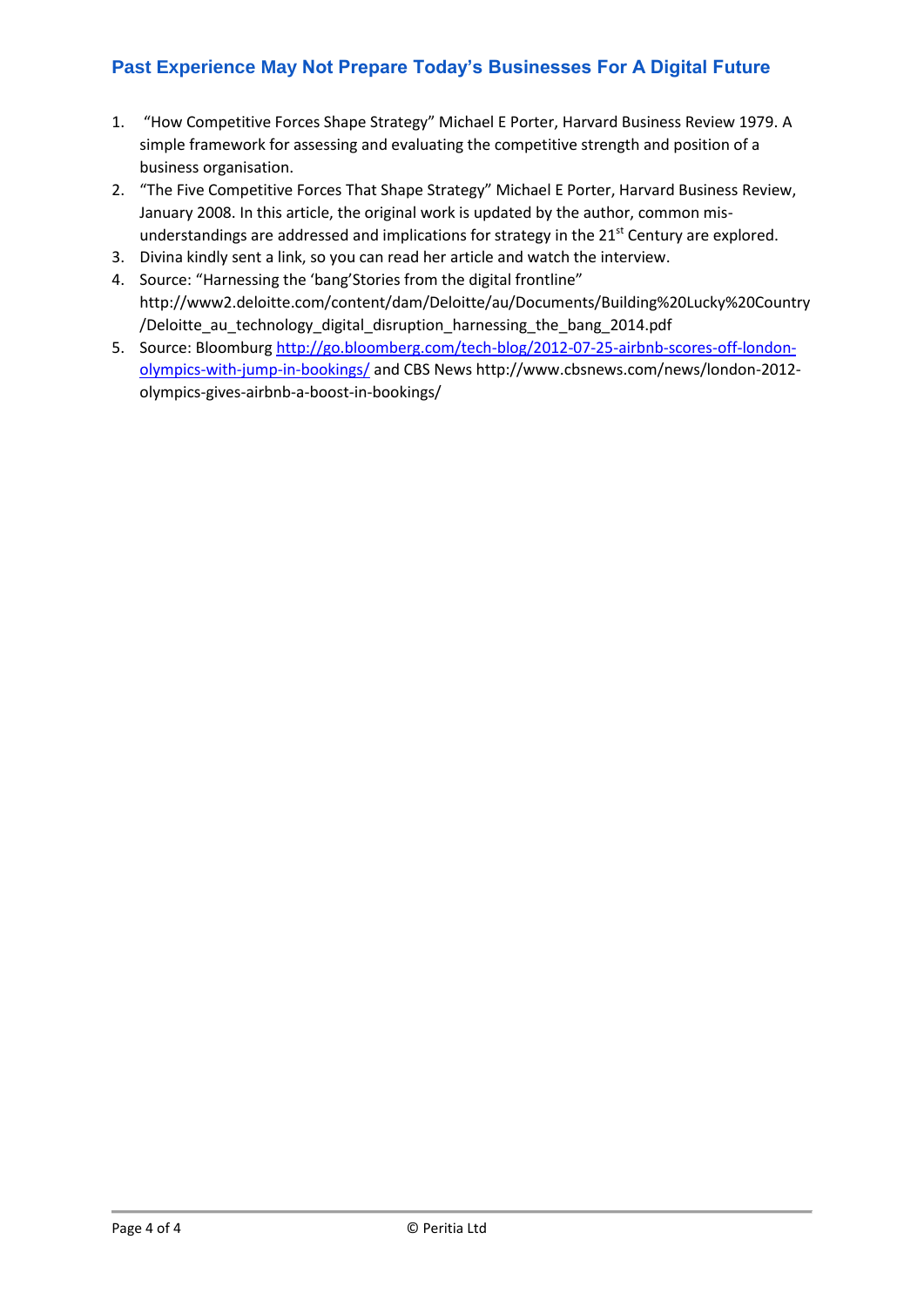1. "How Competitive Forces Shape Strategy" Michael E Porter, Harvard Business Review 1979. A simple framework for assessing and evaluating the competitive strength and position of a business organisation.
2. "The Five Competitive Forces That Shape Strategy" Michael E Porter, Harvard Business Review, January 2008. In this article, the original work is updated by the author, common mis-understandings are addressed and implications for strategy in the 21st Century are explored.
3. Divina kindly sent a link, so you can read her article and watch the interview.
4. Source: "Harnessing the 'bang'Stories from the digital frontline" http://www2.deloitte.com/content/dam/Deloitte/au/Documents/Building%20Lucky%20Country/Deloitte_au_technology_digital_disruption_harnessing_the_bang_2014.pdf
5. Source: Bloomburg http://go.bloomberg.com/tech-blog/2012-07-25-airbnb-scores-off-london-olympics-with-jump-in-bookings/ and CBS News http://www.cbsnews.com/news/london-2012-olympics-gives-airbnb-a-boost-in-bookings/